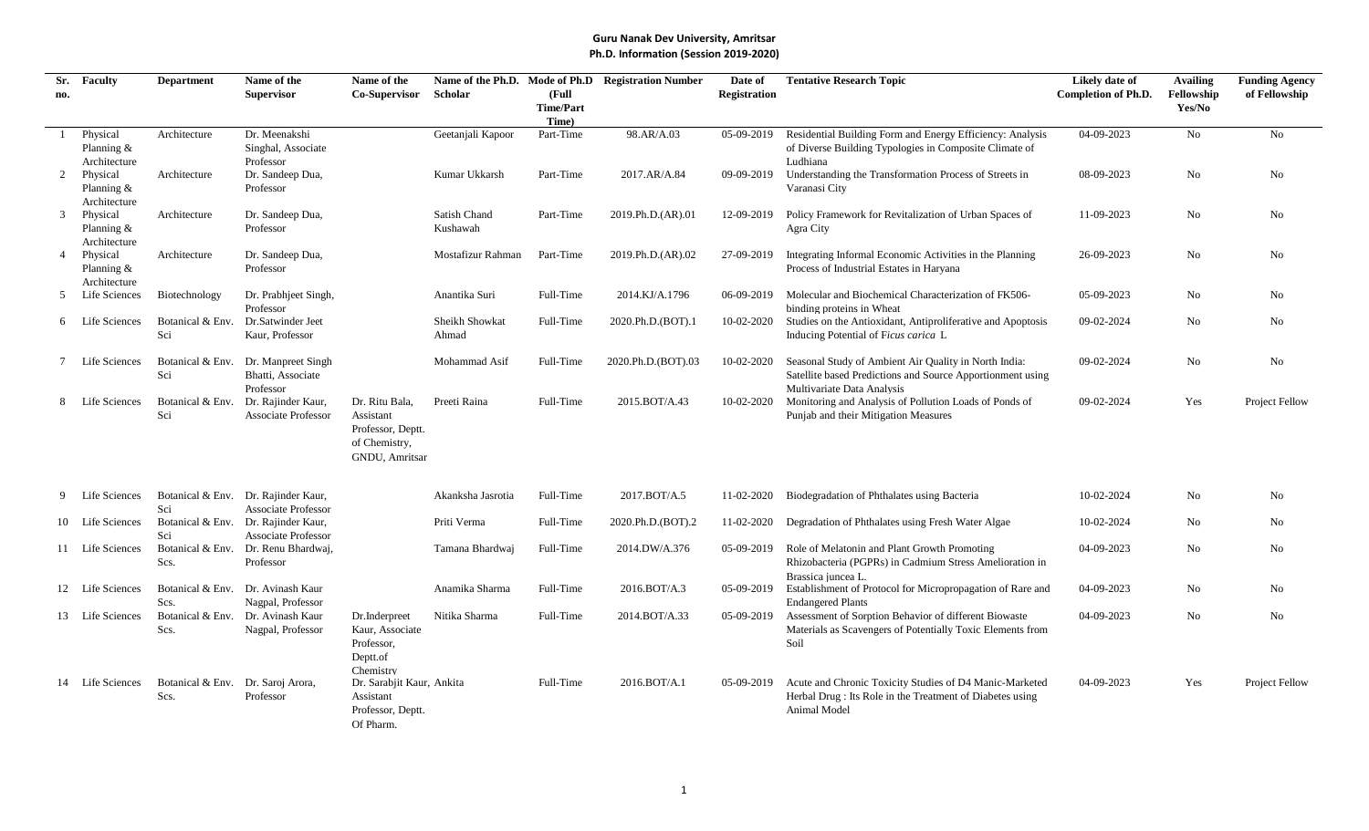**Guru Nanak Dev University, Amritsar**
**Ph.D. Information (Session 2019-2020)**

| Sr. no. | Faculty | Department | Name of the Supervisor | Name of the Co-Supervisor | Name of the Ph.D. Scholar | Mode of Ph.D (Full Time/Part Time) | Registration Number | Date of Registration | Tentative Research Topic | Likely date of Completion of Ph.D. | Availing Fellowship Yes/No | Funding Agency of Fellowship |
|---|---|---|---|---|---|---|---|---|---|---|---|---|
| 1 | Physical Planning & Architecture | Architecture | Dr. Meenakshi Singhal, Associate Professor | | Geetanjali Kapoor | Part-Time | 98.AR/A.03 | 05-09-2019 | Residential Building Form and Energy Efficiency: Analysis of Diverse Building Typologies in Composite Climate of Ludhiana | 04-09-2023 | No | No |
| 2 | Physical Planning & Architecture | Architecture | Dr. Sandeep Dua, Professor | | Kumar Ukkarsh | Part-Time | 2017.AR/A.84 | 09-09-2019 | Understanding the Transformation Process of Streets in Varanasi City | 08-09-2023 | No | No |
| 3 | Physical Planning & Architecture | Architecture | Dr. Sandeep Dua, Professor | | Satish Chand Kushawah | Part-Time | 2019.Ph.D.(AR).01 | 12-09-2019 | Policy Framework for Revitalization of Urban Spaces of Agra City | 11-09-2023 | No | No |
| 4 | Physical Planning & Architecture | Architecture | Dr. Sandeep Dua, Professor | | Mostafizur Rahman | Part-Time | 2019.Ph.D.(AR).02 | 27-09-2019 | Integrating Informal Economic Activities in the Planning Process of Industrial Estates in Haryana | 26-09-2023 | No | No |
| 5 | Life Sciences | Biotechnology | Dr. Prabhjeet Singh, Professor | | Anantika Suri | Full-Time | 2014.KJ/A.1796 | 06-09-2019 | Molecular and Biochemical Characterization of FK506-binding proteins in Wheat | 05-09-2023 | No | No |
| 6 | Life Sciences | Botanical & Env. Sci | Dr.Satwinder Jeet Kaur, Professor | | Sheikh Showkat Ahmad | Full-Time | 2020.Ph.D.(BOT).1 | 10-02-2020 | Studies on the Antioxidant, Antiproliferative and Apoptosis Inducing Potential of *Ficus carica* L | 09-02-2024 | No | No |
| 7 | Life Sciences | Botanical & Env. Sci | Dr. Manpreet Singh Bhatti, Associate Professor | | Mohammad Asif | Full-Time | 2020.Ph.D.(BOT).03 | 10-02-2020 | Seasonal Study of Ambient Air Quality in North India: Satellite based Predictions and Source Apportionment using Multivariate Data Analysis | 09-02-2024 | No | No |
| 8 | Life Sciences | Botanical & Env. Sci | Dr. Rajinder Kaur, Associate Professor | Dr. Ritu Bala, Assistant Professor, Deptt. of Chemistry, GNDU, Amritsar | Preeti Raina | Full-Time | 2015.BOT/A.43 | 10-02-2020 | Monitoring and Analysis of Pollution Loads of Ponds of Punjab and their Mitigation Measures | 09-02-2024 | Yes | Project Fellow |
| 9 | Life Sciences | Botanical & Env. Sci | Dr. Rajinder Kaur, Associate Professor | | Akanksha Jasrotia | Full-Time | 2017.BOT/A.5 | 11-02-2020 | Biodegradation of Phthalates using Bacteria | 10-02-2024 | No | No |
| 10 | Life Sciences | Botanical & Env. Sci | Dr. Rajinder Kaur, Associate Professor | | Priti Verma | Full-Time | 2020.Ph.D.(BOT).2 | 11-02-2020 | Degradation of Phthalates using Fresh Water Algae | 10-02-2024 | No | No |
| 11 | Life Sciences | Botanical & Env. Scs. | Dr. Renu Bhardwaj, Professor | | Tamana Bhardwaj | Full-Time | 2014.DW/A.376 | 05-09-2019 | Role of Melatonin and Plant Growth Promoting Rhizobacteria (PGPRs) in Cadmium Stress Amelioration in Brassica juncea L. | 04-09-2023 | No | No |
| 12 | Life Sciences | Botanical & Env. Scs. | Dr. Avinash Kaur Nagpal, Professor | | Anamika Sharma | Full-Time | 2016.BOT/A.3 | 05-09-2019 | Establishment of Protocol for Micropropagation of Rare and Endangered Plants | 04-09-2023 | No | No |
| 13 | Life Sciences | Botanical & Env. Scs. | Dr. Avinash Kaur Nagpal, Professor | Dr.Inderpreet Kaur, Associate Professor, Deptt.of Chemistry | Nitika Sharma | Full-Time | 2014.BOT/A.33 | 05-09-2019 | Assessment of Sorption Behavior of different Biowaste Materials as Scavengers of Potentially Toxic Elements from Soil | 04-09-2023 | No | No |
| 14 | Life Sciences | Botanical & Env. Scs. | Dr. Saroj Arora, Professor | Dr. Sarabjit Kaur, Assistant Professor, Deptt. Of Pharm. | Ankita | Full-Time | 2016.BOT/A.1 | 05-09-2019 | Acute and Chronic Toxicity Studies of D4 Manic-Marketed Herbal Drug : Its Role in the Treatment of Diabetes using Animal Model | 04-09-2023 | Yes | Project Fellow |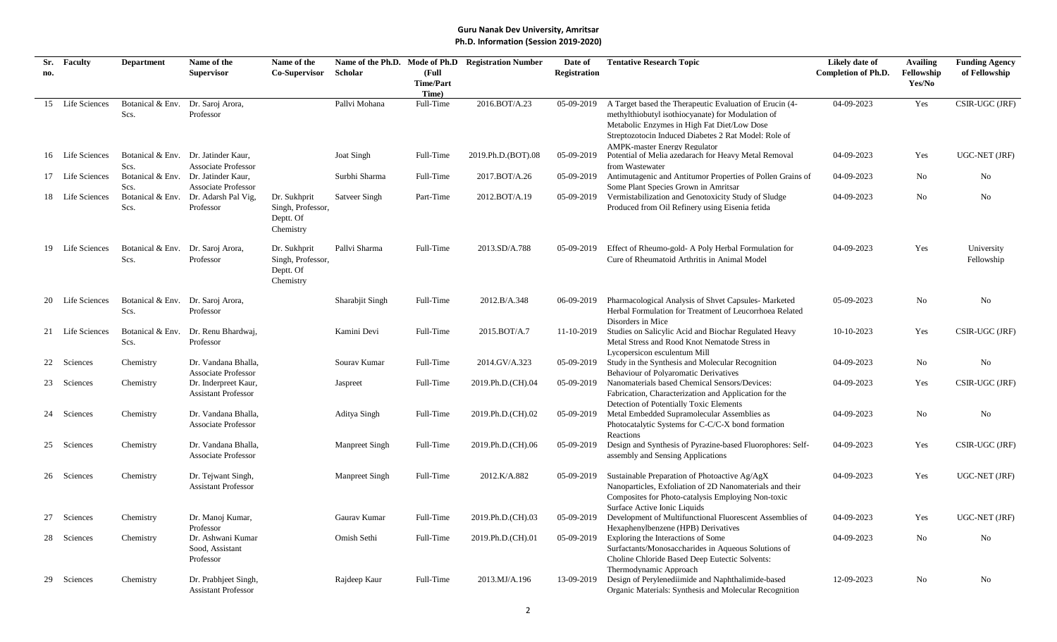**Guru Nanak Dev University, Amritsar**
**Ph.D. Information (Session 2019-2020)**

| Sr. no. | Faculty | Department | Name of the Supervisor | Name of the Co-Supervisor | Name of the Ph.D. Scholar | Mode of Ph.D (Full Time/Part Time) | Registration Number | Date of Registration | Tentative Research Topic | Likely date of Completion of Ph.D. | Availing Fellowship Yes/No | Funding Agency of Fellowship |
|---|---|---|---|---|---|---|---|---|---|---|---|---|
| 15 | Life Sciences | Botanical & Env. Scs. | Dr. Saroj Arora, Professor | | Pallvi Mohana | Full-Time | 2016.BOT/A.23 | 05-09-2019 | A Target based the Therapeutic Evaluation of Erucin (4-methylthiobutyl isothiocyanate) for Modulation of Metabolic Enzymes in High Fat Diet/Low Dose Streptozotocin Induced Diabetes 2 Rat Model: Role of AMPK-master Energy Regulator | 04-09-2023 | Yes | CSIR-UGC (JRF) |
| 16 | Life Sciences | Botanical & Env. Scs. | Dr. Jatinder Kaur, Associate Professor | | Joat Singh | Full-Time | 2019.Ph.D.(BOT).08 | 05-09-2019 | Potential of Melia azedarach for Heavy Metal Removal from Wastewater | 04-09-2023 | Yes | UGC-NET (JRF) |
| 17 | Life Sciences | Botanical & Env. Scs. | Dr. Jatinder Kaur, Associate Professor | | Surbhi Sharma | Full-Time | 2017.BOT/A.26 | 05-09-2019 | Antimutagenic and Antitumor Properties of Pollen Grains of Some Plant Species Grown in Amritsar | 04-09-2023 | No | No |
| 18 | Life Sciences | Botanical & Env. Scs. | Dr. Adarsh Pal Vig, Professor | Dr. Sukhprit Singh, Professor, Deptt. Of Chemistry | Satveer Singh | Part-Time | 2012.BOT/A.19 | 05-09-2019 | Vermistabilization and Genotoxicity Study of Sludge Produced from Oil Refinery using Eisenia fetida | 04-09-2023 | No | No |
| 19 | Life Sciences | Botanical & Env. Scs. | Dr. Saroj Arora, Professor | Dr. Sukhprit Singh, Professor, Deptt. Of Chemistry | Pallvi Sharma | Full-Time | 2013.SD/A.788 | 05-09-2019 | Effect of Rheumo-gold- A Poly Herbal Formulation for Cure of Rheumatoid Arthritis in Animal Model | 04-09-2023 | Yes | University Fellowship |
| 20 | Life Sciences | Botanical & Env. Scs. | Dr. Saroj Arora, Professor | | Sharabjit Singh | Full-Time | 2012.B/A.348 | 06-09-2019 | Pharmacological Analysis of Shvet Capsules- Marketed Herbal Formulation for Treatment of Leucorrhoea Related Disorders in Mice | 05-09-2023 | No | No |
| 21 | Life Sciences | Botanical & Env. Scs. | Dr. Renu Bhardwaj, Professor | | Kamini Devi | Full-Time | 2015.BOT/A.7 | 11-10-2019 | Studies on Salicylic Acid and Biochar Regulated Heavy Metal Stress and Root Knot Nematode Stress in Lycopersicon esculentum Mill | 10-10-2023 | Yes | CSIR-UGC (JRF) |
| 22 | Sciences | Chemistry | Dr. Vandana Bhalla, Associate Professor | | Sourav Kumar | Full-Time | 2014.GV/A.323 | 05-09-2019 | Study in the Synthesis and Molecular Recognition Behaviour of Polyaromatic Derivatives | 04-09-2023 | No | No |
| 23 | Sciences | Chemistry | Dr. Inderpreet Kaur, Assistant Professor | | Jaspreet | Full-Time | 2019.Ph.D.(CH).04 | 05-09-2019 | Nanomaterials based Chemical Sensors/Devices: Fabrication, Characterization and Application for the Detection of Potentially Toxic Elements | 04-09-2023 | Yes | CSIR-UGC (JRF) |
| 24 | Sciences | Chemistry | Dr. Vandana Bhalla, Associate Professor | | Aditya Singh | Full-Time | 2019.Ph.D.(CH).02 | 05-09-2019 | Metal Embedded Supramolecular Assemblies as Photocatalytic Systems for C-C/C-X bond formation Reactions | 04-09-2023 | No | No |
| 25 | Sciences | Chemistry | Dr. Vandana Bhalla, Associate Professor | | Manpreet Singh | Full-Time | 2019.Ph.D.(CH).06 | 05-09-2019 | Design and Synthesis of Pyrazine-based Fluorophores: Self-assembly and Sensing Applications | 04-09-2023 | Yes | CSIR-UGC (JRF) |
| 26 | Sciences | Chemistry | Dr. Tejwant Singh, Assistant Professor | | Manpreet Singh | Full-Time | 2012.K/A.882 | 05-09-2019 | Sustainable Preparation of Photoactive Ag/AgX Nanoparticles, Exfoliation of 2D Nanomaterials and their Composites for Photo-catalysis Employing Non-toxic Surface Active Ionic Liquids | 04-09-2023 | Yes | UGC-NET (JRF) |
| 27 | Sciences | Chemistry | Dr. Manoj Kumar, Professor | | Gaurav Kumar | Full-Time | 2019.Ph.D.(CH).03 | 05-09-2019 | Development of Multifunctional Fluorescent Assemblies of Hexaphenylbenzene (HPB) Derivatives | 04-09-2023 | Yes | UGC-NET (JRF) |
| 28 | Sciences | Chemistry | Dr. Ashwani Kumar Sood, Assistant Professor | | Omish Sethi | Full-Time | 2019.Ph.D.(CH).01 | 05-09-2019 | Exploring the Interactions of Some Surfactants/Monosaccharides in Aqueous Solutions of Choline Chloride Based Deep Eutectic Solvents: Thermodynamic Approach | 04-09-2023 | No | No |
| 29 | Sciences | Chemistry | Dr. Prabhjeet Singh, Assistant Professor | | Rajdeep Kaur | Full-Time | 2013.MJ/A.196 | 13-09-2019 | Design of Perylenediimide and Naphthalimide-based Organic Materials: Synthesis and Molecular Recognition | 12-09-2023 | No | No |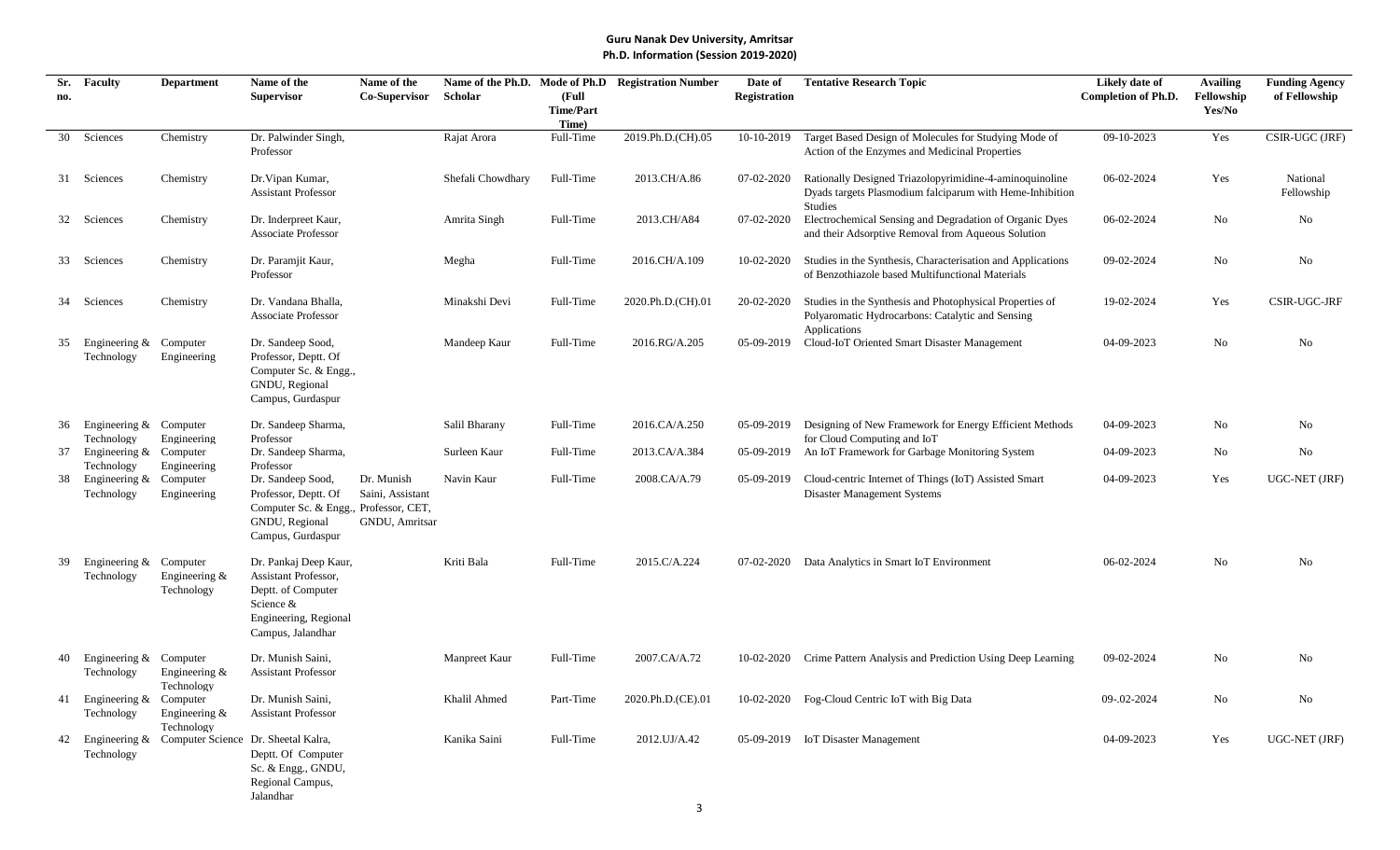**Guru Nanak Dev University, Amritsar**
**Ph.D. Information (Session 2019-2020)**

| Sr. no. | Faculty | Department | Name of the Supervisor | Name of the Co-Supervisor | Name of the Ph.D. Scholar | Mode of Ph.D (Full Time/Part Time) | Registration Number | Date of Registration | Tentative Research Topic | Likely date of Completion of Ph.D. | Availing Fellowship Yes/No | Funding Agency of Fellowship |
|---|---|---|---|---|---|---|---|---|---|---|---|---|
| 30 | Sciences | Chemistry | Dr. Palwinder Singh, Professor | | Rajat Arora | Full-Time | 2019.Ph.D.(CH).05 | 10-10-2019 | Target Based Design of Molecules for Studying Mode of Action of the Enzymes and Medicinal Properties | 09-10-2023 | Yes | CSIR-UGC (JRF) |
| 31 | Sciences | Chemistry | Dr.Vipan Kumar, Assistant Professor | | Shefali Chowdhary | Full-Time | 2013.CH/A.86 | 07-02-2020 | Rationally Designed Triazolopyrimidine-4-aminoquinoline Dyads targets Plasmodium falciparum with Heme-Inhibition Studies | 06-02-2024 | Yes | National Fellowship |
| 32 | Sciences | Chemistry | Dr. Inderpreet Kaur, Associate Professor | | Amrita Singh | Full-Time | 2013.CH/A84 | 07-02-2020 | Electrochemical Sensing and Degradation of Organic Dyes and their Adsorptive Removal from Aqueous Solution | 06-02-2024 | No | No |
| 33 | Sciences | Chemistry | Dr. Paramjit Kaur, Professor | | Megha | Full-Time | 2016.CH/A.109 | 10-02-2020 | Studies in the Synthesis, Characterisation and Applications of Benzothiazole based Multifunctional Materials | 09-02-2024 | No | No |
| 34 | Sciences | Chemistry | Dr. Vandana Bhalla, Associate Professor | | Minakshi Devi | Full-Time | 2020.Ph.D.(CH).01 | 20-02-2020 | Studies in the Synthesis and Photophysical Properties of Polyaromatic Hydrocarbons: Catalytic and Sensing Applications | 19-02-2024 | Yes | CSIR-UGC-JRF |
| 35 | Engineering & Technology | Computer Engineering | Dr. Sandeep Sood, Professor, Deptt. Of Computer Sc. & Engg., GNDU, Regional Campus, Gurdaspur | | Mandeep Kaur | Full-Time | 2016.RG/A.205 | 05-09-2019 | Cloud-IoT Oriented Smart Disaster Management | 04-09-2023 | No | No |
| 36 | Engineering & Technology | Computer Engineering | Dr. Sandeep Sharma, Professor | | Salil Bharany | Full-Time | 2016.CA/A.250 | 05-09-2019 | Designing of New Framework for Energy Efficient Methods for Cloud Computing and IoT | 04-09-2023 | No | No |
| 37 | Engineering & Technology | Computer Engineering | Dr. Sandeep Sharma, Professor | | Surleen Kaur | Full-Time | 2013.CA/A.384 | 05-09-2019 | An IoT Framework for Garbage Monitoring System | 04-09-2023 | No | No |
| 38 | Engineering & Technology | Computer Engineering | Dr. Sandeep Sood, Professor, Deptt. Of Computer Sc. & Engg., GNDU, Regional Campus, Gurdaspur | Dr. Munish Saini, Assistant Professor, CET, GNDU, Amritsar | Navin Kaur | Full-Time | 2008.CA/A.79 | 05-09-2019 | Cloud-centric Internet of Things (IoT) Assisted Smart Disaster Management Systems | 04-09-2023 | Yes | UGC-NET (JRF) |
| 39 | Engineering & Technology | Computer Engineering & Technology | Dr. Pankaj Deep Kaur, Assistant Professor, Deptt. of Computer Science & Engineering, Regional Campus, Jalandhar | | Kriti Bala | Full-Time | 2015.C/A.224 | 07-02-2020 | Data Analytics in Smart IoT Environment | 06-02-2024 | No | No |
| 40 | Engineering & Technology | Computer Engineering & Technology | Dr. Munish Saini, Assistant Professor | | Manpreet Kaur | Full-Time | 2007.CA/A.72 | 10-02-2020 | Crime Pattern Analysis and Prediction Using Deep Learning | 09-02-2024 | No | No |
| 41 | Engineering & Technology | Computer Engineering & Technology | Dr. Munish Saini, Assistant Professor | | Khalil Ahmed | Part-Time | 2020.Ph.D.(CE).01 | 10-02-2020 | Fog-Cloud Centric IoT with Big Data | 09-.02-2024 | No | No |
| 42 | Engineering & Technology | Computer Science | Dr. Sheetal Kalra, Deptt. Of Computer Sc. & Engg., GNDU, Regional Campus, Jalandhar | | Kanika Saini | Full-Time | 2012.UJ/A.42 | 05-09-2019 | IoT Disaster Management | 04-09-2023 | Yes | UGC-NET (JRF) |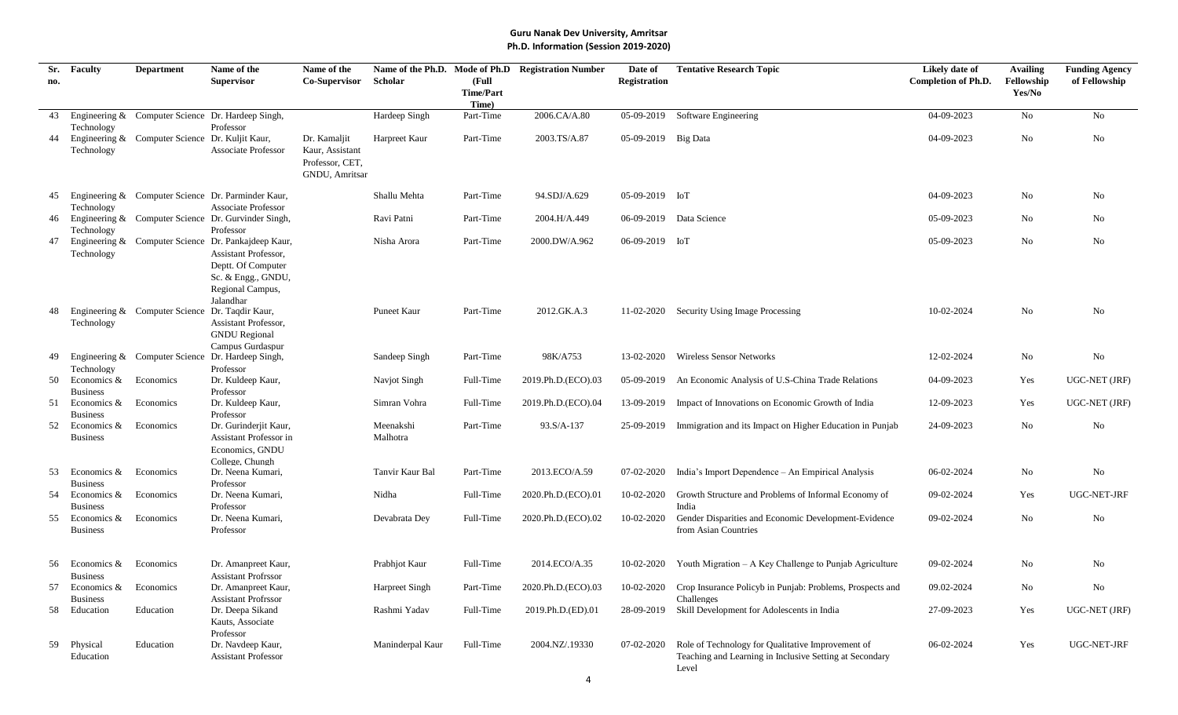**Guru Nanak Dev University, Amritsar**
**Ph.D. Information (Session 2019-2020)**

| Sr. no. | Faculty | Department | Name of the Supervisor | Name of the Co-Supervisor | Name of the Ph.D. Scholar | Mode of Ph.D (Full Time/Part Time) | Registration Number | Date of Registration | Tentative Research Topic | Likely date of Completion of Ph.D. | Availing Fellowship Yes/No | Funding Agency of Fellowship |
|---|---|---|---|---|---|---|---|---|---|---|---|---|
| 43 | Engineering & Technology | Computer Science | Dr. Hardeep Singh, Professor | | Hardeep Singh | Part-Time | 2006.CA/A.80 | 05-09-2019 | Software Engineering | 04-09-2023 | No | No |
| 44 | Engineering & Technology | Computer Science | Dr. Kuljit Kaur, Associate Professor | Dr. Kamaljit Kaur, Assistant Professor, CET, GNDU, Amritsar | Harpreet Kaur | Part-Time | 2003.TS/A.87 | 05-09-2019 | Big Data | 04-09-2023 | No | No |
| 45 | Engineering & Technology | Computer Science | Dr. Parminder Kaur, Associate Professor | | Shallu Mehta | Part-Time | 94.SDJ/A.629 | 05-09-2019 | IoT | 04-09-2023 | No | No |
| 46 | Engineering & Technology | Computer Science | Dr. Gurvinder Singh, Professor | | Ravi Patni | Part-Time | 2004.H/A.449 | 06-09-2019 | Data Science | 05-09-2023 | No | No |
| 47 | Engineering & Technology | Computer Science | Dr. Pankajdeep Kaur, Assistant Professor, Deptt. Of Computer Sc. & Engg., GNDU, Regional Campus, Jalandhar | | Nisha Arora | Part-Time | 2000.DW/A.962 | 06-09-2019 | IoT | 05-09-2023 | No | No |
| 48 | Engineering & Technology | Computer Science | Dr. Taqdir Kaur, Assistant Professor, GNDU Regional Campus Gurdaspur | | Puneet Kaur | Part-Time | 2012.GK.A.3 | 11-02-2020 | Security Using Image Processing | 10-02-2024 | No | No |
| 49 | Engineering & Technology | Computer Science | Dr. Hardeep Singh, Professor | | Sandeep Singh | Part-Time | 98K/A753 | 13-02-2020 | Wireless Sensor Networks | 12-02-2024 | No | No |
| 50 | Economics & Business | Economics | Dr. Kuldeep Kaur, Professor | | Navjot Singh | Full-Time | 2019.Ph.D.(ECO).03 | 05-09-2019 | An Economic Analysis of U.S-China Trade Relations | 04-09-2023 | Yes | UGC-NET (JRF) |
| 51 | Economics & Business | Economics | Dr. Kuldeep Kaur, Professor | | Simran Vohra | Full-Time | 2019.Ph.D.(ECO).04 | 13-09-2019 | Impact of Innovations on Economic Growth of India | 12-09-2023 | Yes | UGC-NET (JRF) |
| 52 | Economics & Business | Economics | Dr. Gurinderjit Kaur, Assistant Professor in Economics, GNDU College, Chungh | | Meenakshi Malhotra | Part-Time | 93.S/A-137 | 25-09-2019 | Immigration and its Impact on Higher Education in Punjab | 24-09-2023 | No | No |
| 53 | Economics & Business | Economics | Dr. Neena Kumari, Professor | | Tanvir Kaur Bal | Part-Time | 2013.ECO/A.59 | 07-02-2020 | India's Import Dependence – An Empirical Analysis | 06-02-2024 | No | No |
| 54 | Economics & Business | Economics | Dr. Neena Kumari, Professor | | Nidha | Full-Time | 2020.Ph.D.(ECO).01 | 10-02-2020 | Growth Structure and Problems of Informal Economy of India | 09-02-2024 | Yes | UGC-NET-JRF |
| 55 | Economics & Business | Economics | Dr. Neena Kumari, Professor | | Devabrata Dey | Full-Time | 2020.Ph.D.(ECO).02 | 10-02-2020 | Gender Disparities and Economic Development-Evidence from Asian Countries | 09-02-2024 | No | No |
| 56 | Economics & Business | Economics | Dr. Amanpreet Kaur, Assistant Profrssor | | Prabhjot Kaur | Full-Time | 2014.ECO/A.35 | 10-02-2020 | Youth Migration – A Key Challenge to Punjab Agriculture | 09-02-2024 | No | No |
| 57 | Economics & Business | Economics | Dr. Amanpreet Kaur, Assistant Profrssor | | Harpreet Singh | Part-Time | 2020.Ph.D.(ECO).03 | 10-02-2020 | Crop Insurance Policyb in Punjab: Problems, Prospects and Challenges | 09.02-2024 | No | No |
| 58 | Education | Education | Dr. Deepa Sikand Kauts, Associate Professor | | Rashmi Yadav | Full-Time | 2019.Ph.D.(ED).01 | 28-09-2019 | Skill Development for Adolescents in India | 27-09-2023 | Yes | UGC-NET (JRF) |
| 59 | Physical Education | Education | Dr. Navdeep Kaur, Assistant Professor | | Maninderpal Kaur | Full-Time | 2004.NZ/.19330 | 07-02-2020 | Role of Technology for Qualitative Improvement of Teaching and Learning in Inclusive Setting at Secondary Level | 06-02-2024 | Yes | UGC-NET-JRF |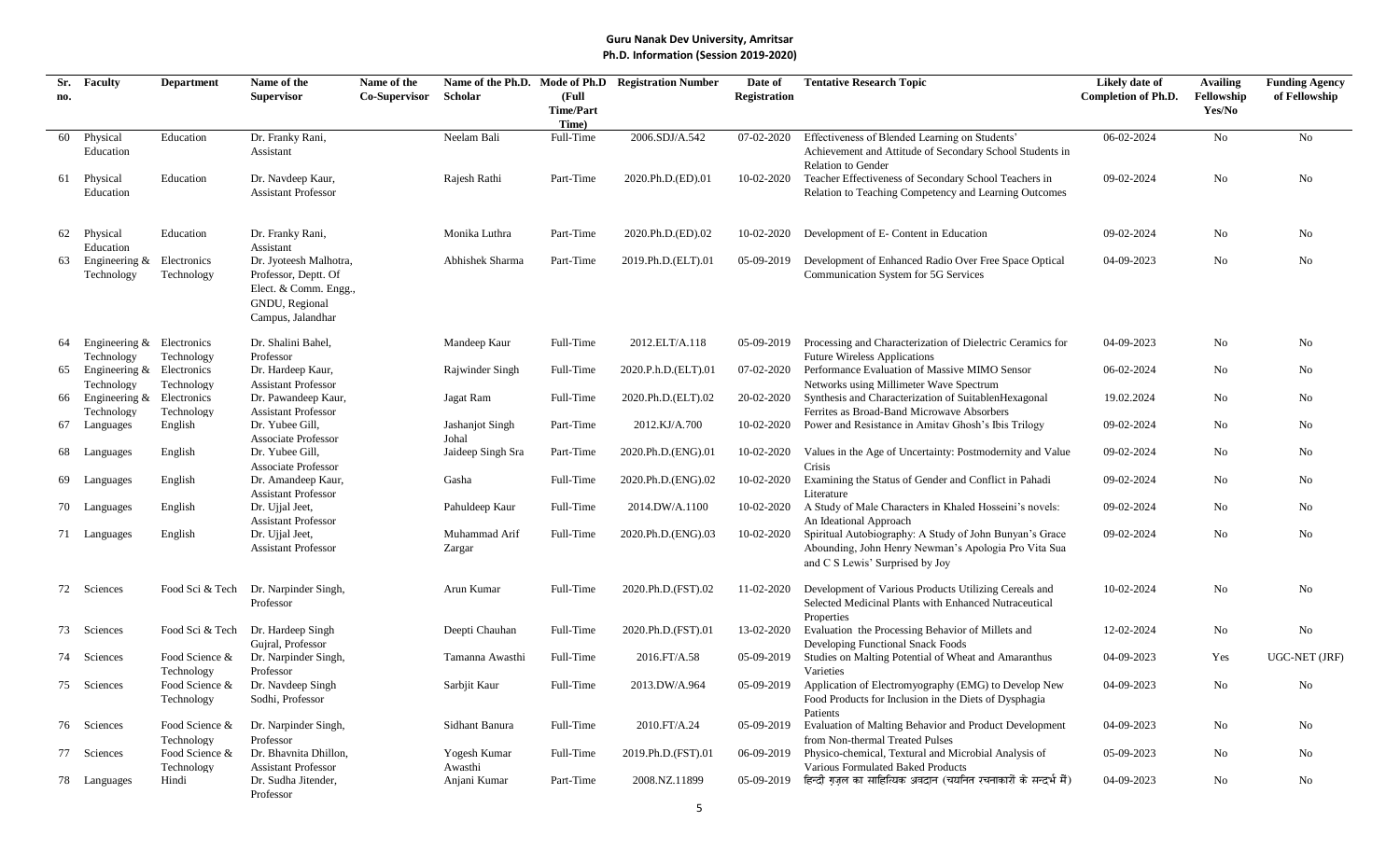**Guru Nanak Dev University, Amritsar**
**Ph.D. Information (Session 2019-2020)**

| Sr. no. | Faculty | Department | Name of the Supervisor | Name of the Co-Supervisor | Name of the Ph.D. Scholar | Mode of Ph.D (Full Time/Part Time) | Registration Number | Date of Registration | Tentative Research Topic | Likely date of Completion of Ph.D. | Availing Fellowship Yes/No | Funding Agency of Fellowship |
|---|---|---|---|---|---|---|---|---|---|---|---|---|
| 60 | Physical Education | Education | Dr. Franky Rani, Assistant | | Neelam Bali | Full-Time | 2006.SDJ/A.542 | 07-02-2020 | Effectiveness of Blended Learning on Students' Achievement and Attitude of Secondary School Students in Relation to Gender | 06-02-2024 | No | No |
| 61 | Physical Education | Education | Dr. Navdeep Kaur, Assistant Professor | | Rajesh Rathi | Part-Time | 2020.Ph.D.(ED).01 | 10-02-2020 | Teacher Effectiveness of Secondary School Teachers in Relation to Teaching Competency and Learning Outcomes | 09-02-2024 | No | No |
| 62 | Physical Education | Education | Dr. Franky Rani, Assistant | | Monika Luthra | Part-Time | 2020.Ph.D.(ED).02 | 10-02-2020 | Development of E- Content in Education | 09-02-2024 | No | No |
| 63 | Engineering & Technology | Electronics Technology | Dr. Jyoteesh Malhotra, Professor, Deptt. Of Elect. & Comm. Engg., GNDU, Regional Campus, Jalandhar | | Abhishek Sharma | Part-Time | 2019.Ph.D.(ELT).01 | 05-09-2019 | Development of Enhanced Radio Over Free Space Optical Communication System for 5G Services | 04-09-2023 | No | No |
| 64 | Engineering & Technology | Electronics Technology | Dr. Shalini Bahel, Professor | | Mandeep Kaur | Full-Time | 2012.ELT/A.118 | 05-09-2019 | Processing and Characterization of Dielectric Ceramics for Future Wireless Applications | 04-09-2023 | No | No |
| 65 | Engineering & Technology | Electronics Technology | Dr. Hardeep Kaur, Assistant Professor | | Rajwinder Singh | Full-Time | 2020.P.h.D.(ELT).01 | 07-02-2020 | Performance Evaluation of Massive MIMO Sensor Networks using Millimeter Wave Spectrum | 06-02-2024 | No | No |
| 66 | Engineering & Technology | Electronics Technology | Dr. Pawandeep Kaur, Assistant Professor | | Jagat Ram | Full-Time | 2020.Ph.D.(ELT).02 | 20-02-2020 | Synthesis and Characterization of SuitablenHexagonal Ferrites as Broad-Band Microwave Absorbers | 19.02.2024 | No | No |
| 67 | Languages | English | Dr. Yubee Gill, Associate Professor | | Jashanjot Singh Johal | Part-Time | 2012.KJ/A.700 | 10-02-2020 | Power and Resistance in Amitav Ghosh's Ibis Trilogy | 09-02-2024 | No | No |
| 68 | Languages | English | Dr. Yubee Gill, Associate Professor | | Jaideep Singh Sra | Part-Time | 2020.Ph.D.(ENG).01 | 10-02-2020 | Values in the Age of Uncertainty: Postmodernity and Value Crisis | 09-02-2024 | No | No |
| 69 | Languages | English | Dr. Amandeep Kaur, Assistant Professor | | Gasha | Full-Time | 2020.Ph.D.(ENG).02 | 10-02-2020 | Examining the Status of Gender and Conflict in Pahadi Literature | 09-02-2024 | No | No |
| 70 | Languages | English | Dr. Ujjal Jeet, Assistant Professor | | Pahuldeep Kaur | Full-Time | 2014.DW/A.1100 | 10-02-2020 | A Study of Male Characters in Khaled Hosseini's novels: An Ideational Approach | 09-02-2024 | No | No |
| 71 | Languages | English | Dr. Ujjal Jeet, Assistant Professor | | Muhammad Arif Zargar | Full-Time | 2020.Ph.D.(ENG).03 | 10-02-2020 | Spiritual Autobiography: A Study of John Bunyan's Grace Abounding, John Henry Newman's Apologia Pro Vita Sua and C S Lewis' Surprised by Joy | 09-02-2024 | No | No |
| 72 | Sciences | Food Sci & Tech | Dr. Narpinder Singh, Professor | | Arun Kumar | Full-Time | 2020.Ph.D.(FST).02 | 11-02-2020 | Development of Various Products Utilizing Cereals and Selected Medicinal Plants with Enhanced Nutraceutical Properties | 10-02-2024 | No | No |
| 73 | Sciences | Food Sci & Tech | Dr. Hardeep Singh Gujral, Professor | | Deepti Chauhan | Full-Time | 2020.Ph.D.(FST).01 | 13-02-2020 | Evaluation the Processing Behavior of Millets and Developing Functional Snack Foods | 12-02-2024 | No | No |
| 74 | Sciences | Food Science & Technology | Dr. Narpinder Singh, Professor | | Tamanna Awasthi | Full-Time | 2016.FT/A.58 | 05-09-2019 | Studies on Malting Potential of Wheat and Amaranthus Varieties | 04-09-2023 | Yes | UGC-NET (JRF) |
| 75 | Sciences | Food Science & Technology | Dr. Navdeep Singh Sodhi, Professor | | Sarbjit Kaur | Full-Time | 2013.DW/A.964 | 05-09-2019 | Application of Electromyography (EMG) to Develop New Food Products for Inclusion in the Diets of Dysphagia Patients | 04-09-2023 | No | No |
| 76 | Sciences | Food Science & Technology | Dr. Narpinder Singh, Professor | | Sidhant Banura | Full-Time | 2010.FT/A.24 | 05-09-2019 | Evaluation of Malting Behavior and Product Development from Non-thermal Treated Pulses | 04-09-2023 | No | No |
| 77 | Sciences | Food Science & Technology | Dr. Bhavnita Dhillon, Assistant Professor | | Yogesh Kumar Awasthi | Full-Time | 2019.Ph.D.(FST).01 | 06-09-2019 | Physico-chemical, Textural and Microbial Analysis of Various Formulated Baked Products | 05-09-2023 | No | No |
| 78 | Languages | Hindi | Dr. Sudha Jitender, Professor | | Anjani Kumar | Part-Time | 2008.NZ.11899 | 05-09-2019 | हिन्दी ग़ज़ल का साहित्यिक अवदान (चयनित रचनाकारों के सन्दर्भ में) | 04-09-2023 | No | No |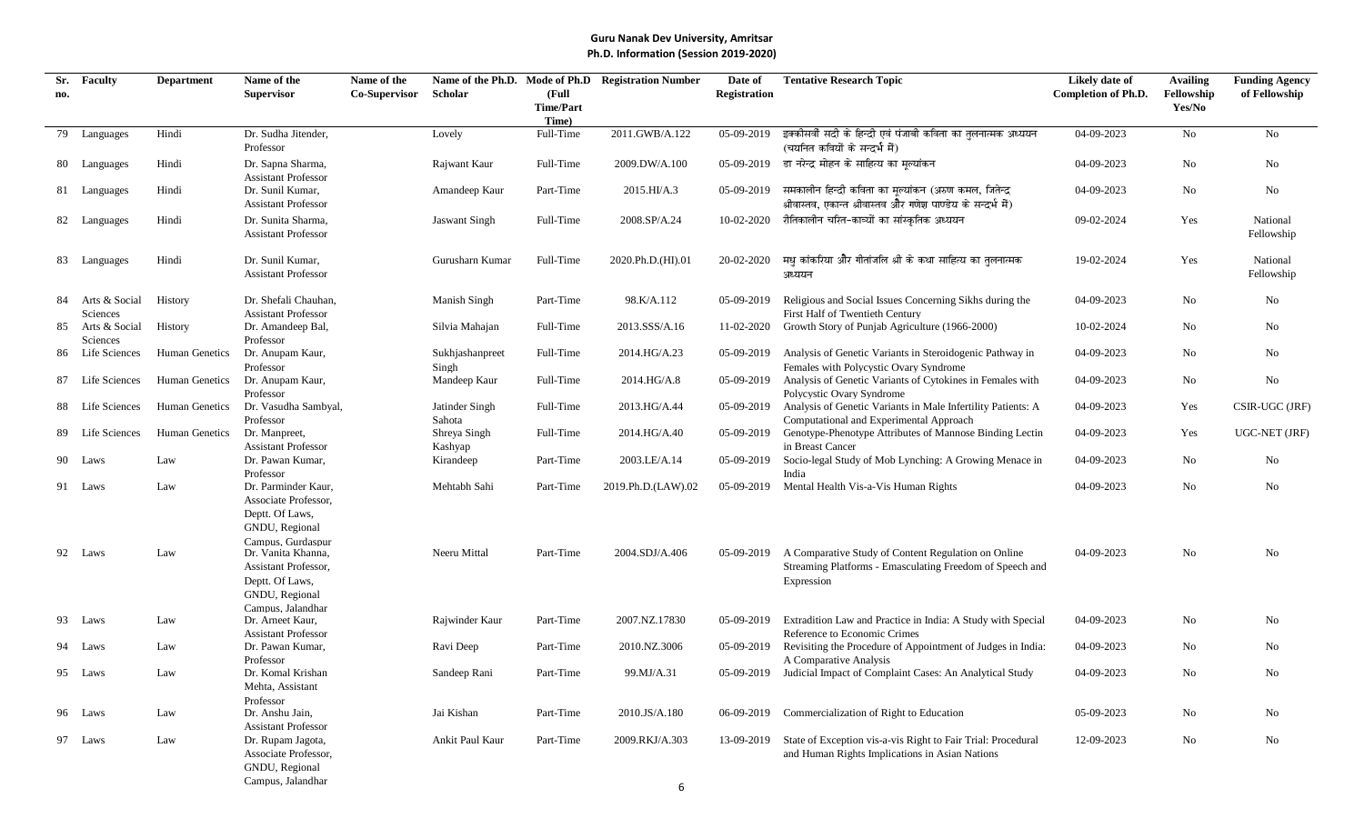**Guru Nanak Dev University, Amritsar**
**Ph.D. Information (Session 2019-2020)**

| Sr. no. | Faculty | Department | Name of the Supervisor | Name of the Co-Supervisor | Name of the Ph.D. Scholar | Mode of Ph.D (Full Time/Part Time) | Registration Number | Date of Registration | Tentative Research Topic | Likely date of Completion of Ph.D. | Availing Fellowship Yes/No | Funding Agency of Fellowship |
|---|---|---|---|---|---|---|---|---|---|---|---|---|
| 79 | Languages | Hindi | Dr. Sudha Jitender, Professor | | Lovely | Full-Time | 2011.GWB/A.122 | 05-09-2019 | इक्कीसवीं सदी के हिन्दी एवं पंजाबी कविता का तुलनात्मक अध्ययन (चयनित कवियों के सन्दर्भ में) | 04-09-2023 | No | No |
| 80 | Languages | Hindi | Dr. Sapna Sharma, Assistant Professor | | Rajwant Kaur | Full-Time | 2009.DW/A.100 | 05-09-2019 | डा नरेन्द्र मोहन के साहित्य का मूल्यांकन | 04-09-2023 | No | No |
| 81 | Languages | Hindi | Dr. Sunil Kumar, Assistant Professor | | Amandeep Kaur | Part-Time | 2015.HI/A.3 | 05-09-2019 | समकालीन हिन्दी कविता का मूल्यांकन (अरुण कमल, जितेन्द्र श्रीवास्तव, एकान्त श्रीवास्तव और गणेश पाण्डेय के सन्दर्भ में) | 04-09-2023 | No | No |
| 82 | Languages | Hindi | Dr. Sunita Sharma, Assistant Professor | | Jaswant Singh | Full-Time | 2008.SP/A.24 | 10-02-2020 | रीतिकालीन चरित-काव्यों का सांस्कृतिक अध्ययन | 09-02-2024 | Yes | National Fellowship |
| 83 | Languages | Hindi | Dr. Sunil Kumar, Assistant Professor | | Gurusharn Kumar | Full-Time | 2020.Ph.D.(HI).01 | 20-02-2020 | मधु कांकरिया और गीतांजलि श्री के कथा साहित्य का तुलनात्मक अध्ययन | 19-02-2024 | Yes | National Fellowship |
| 84 | Arts & Social Sciences | History | Dr. Shefali Chauhan, Assistant Professor | | Manish Singh | Part-Time | 98.K/A.112 | 05-09-2019 | Religious and Social Issues Concerning Sikhs during the First Half of Twentieth Century | 04-09-2023 | No | No |
| 85 | Arts & Social Sciences | History | Dr. Amandeep Bal, Professor | | Silvia Mahajan | Full-Time | 2013.SSS/A.16 | 11-02-2020 | Growth Story of Punjab Agriculture (1966-2000) | 10-02-2024 | No | No |
| 86 | Life Sciences | Human Genetics | Dr. Anupam Kaur, Professor | | Sukhjashanpreet Singh | Full-Time | 2014.HG/A.23 | 05-09-2019 | Analysis of Genetic Variants in Steroidogenic Pathway in Females with Polycystic Ovary Syndrome | 04-09-2023 | No | No |
| 87 | Life Sciences | Human Genetics | Dr. Anupam Kaur, Professor | | Mandeep Kaur | Full-Time | 2014.HG/A.8 | 05-09-2019 | Analysis of Genetic Variants of Cytokines in Females with Polycystic Ovary Syndrome | 04-09-2023 | No | No |
| 88 | Life Sciences | Human Genetics | Dr. Vasudha Sambyal, Professor | | Jatinder Singh Sahota | Full-Time | 2013.HG/A.44 | 05-09-2019 | Analysis of Genetic Variants in Male Infertility Patients: A Computational and Experimental Approach | 04-09-2023 | Yes | CSIR-UGC (JRF) |
| 89 | Life Sciences | Human Genetics | Dr. Manpreet, Assistant Professor | | Shreya Singh Kashyap | Full-Time | 2014.HG/A.40 | 05-09-2019 | Genotype-Phenotype Attributes of Mannose Binding Lectin in Breast Cancer | 04-09-2023 | Yes | UGC-NET (JRF) |
| 90 | Laws | Law | Dr. Pawan Kumar, Professor | | Kirandeep | Part-Time | 2003.LE/A.14 | 05-09-2019 | Socio-legal Study of Mob Lynching: A Growing Menace in India | 04-09-2023 | No | No |
| 91 | Laws | Law | Dr. Parminder Kaur, Associate Professor, Deptt. Of Laws, GNDU, Regional Campus, Gurdaspur | | Mehtabh Sahi | Part-Time | 2019.Ph.D.(LAW).02 | 05-09-2019 | Mental Health Vis-a-Vis Human Rights | 04-09-2023 | No | No |
| 92 | Laws | Law | Dr. Vanita Khanna, Assistant Professor, Deptt. Of Laws, GNDU, Regional Campus, Jalandhar | | Neeru Mittal | Part-Time | 2004.SDJ/A.406 | 05-09-2019 | A Comparative Study of Content Regulation on Online Streaming Platforms - Emasculating Freedom of Speech and Expression | 04-09-2023 | No | No |
| 93 | Laws | Law | Dr. Arneet Kaur, Assistant Professor | | Rajwinder Kaur | Part-Time | 2007.NZ.17830 | 05-09-2019 | Extradition Law and Practice in India: A Study with Special Reference to Economic Crimes | 04-09-2023 | No | No |
| 94 | Laws | Law | Dr. Pawan Kumar, Professor | | Ravi Deep | Part-Time | 2010.NZ.3006 | 05-09-2019 | Revisiting the Procedure of Appointment of Judges in India: A Comparative Analysis | 04-09-2023 | No | No |
| 95 | Laws | Law | Dr. Komal Krishan Mehta, Assistant Professor | | Sandeep Rani | Part-Time | 99.MJ/A.31 | 05-09-2019 | Judicial Impact of Complaint Cases: An Analytical Study | 04-09-2023 | No | No |
| 96 | Laws | Law | Dr. Anshu Jain, Assistant Professor | | Jai Kishan | Part-Time | 2010.JS/A.180 | 06-09-2019 | Commercialization of Right to Education | 05-09-2023 | No | No |
| 97 | Laws | Law | Dr. Rupam Jagota, Associate Professor, GNDU, Regional Campus, Jalandhar | | Ankit Paul Kaur | Part-Time | 2009.RKJ/A.303 | 13-09-2019 | State of Exception vis-a-vis Right to Fair Trial: Procedural and Human Rights Implications in Asian Nations | 12-09-2023 | No | No |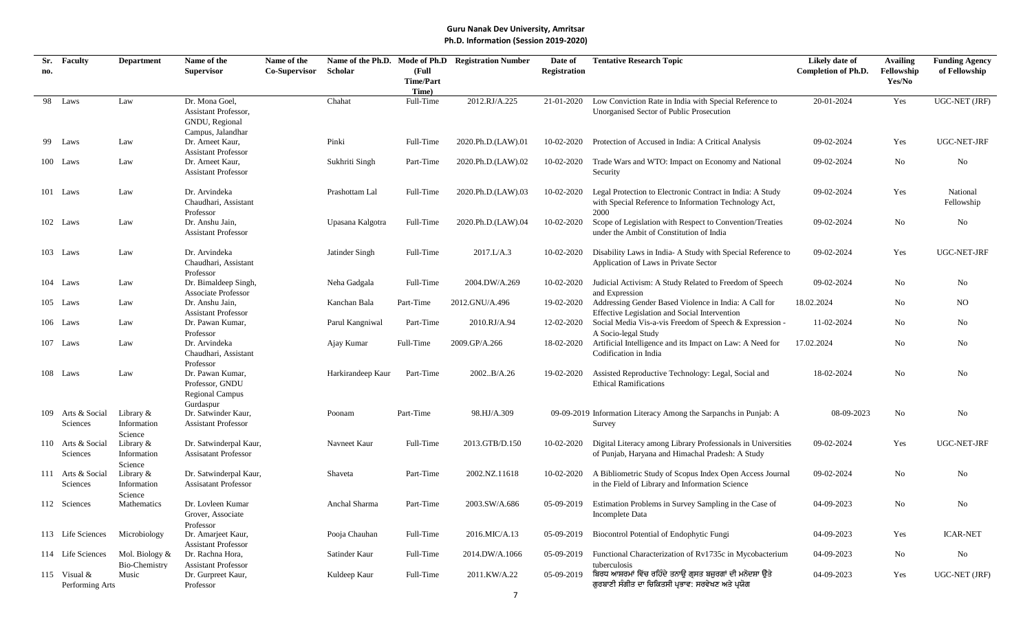# Guru Nanak Dev University, Amritsar

## Ph.D. Information (Session 2019-2020)

| Sr. no. | Faculty | Department | Name of the Supervisor | Name of the Co-Supervisor | Name of the Ph.D. Scholar | Mode of Ph.D (Full Time/Part Time) | Registration Number | Date of Registration | Tentative Research Topic | Likely date of Completion of Ph.D. | Availing Fellowship Yes/No | Funding Agency of Fellowship |
|---|---|---|---|---|---|---|---|---|---|---|---|---|
| 98 | Laws | Law | Dr. Mona Goel, Assistant Professor, GNDU, Regional Campus, Jalandhar | | Chahat | Full-Time | 2012.RJ/A.225 | 21-01-2020 | Low Conviction Rate in India with Special Reference to Unorganised Sector of Public Prosecution | 20-01-2024 | Yes | UGC-NET (JRF) |
| 99 | Laws | Law | Dr. Arneet Kaur, Assistant Professor | | Pinki | Full-Time | 2020.Ph.D.(LAW).01 | 10-02-2020 | Protection of Accused in India: A Critical Analysis | 09-02-2024 | Yes | UGC-NET-JRF |
| 100 | Laws | Law | Dr. Arneet Kaur, Assistant Professor | | Sukhriti Singh | Part-Time | 2020.Ph.D.(LAW).02 | 10-02-2020 | Trade Wars and WTO: Impact on Economy and National Security | 09-02-2024 | No | No |
| 101 | Laws | Law | Dr. Arvindeka Chaudhari, Assistant Professor | | Prashottam Lal | Full-Time | 2020.Ph.D.(LAW).03 | 10-02-2020 | Legal Protection to Electronic Contract in India: A Study with Special Reference to Information Technology Act, 2000 | 09-02-2024 | Yes | National Fellowship |
| 102 | Laws | Law | Dr. Anshu Jain, Assistant Professor | | Upasana Kalgotra | Full-Time | 2020.Ph.D.(LAW).04 | 10-02-2020 | Scope of Legislation with Respect to Convention/Treaties under the Ambit of Constitution of India | 09-02-2024 | No | No |
| 103 | Laws | Law | Dr. Arvindeka Chaudhari, Assistant Professor | | Jatinder Singh | Full-Time | 2017.L/A.3 | 10-02-2020 | Disability Laws in India- A Study with Special Reference to Application of Laws in Private Sector | 09-02-2024 | Yes | UGC-NET-JRF |
| 104 | Laws | Law | Dr. Bimaldeep Singh, Associate Professor | | Neha Gadgala | Full-Time | 2004.DW/A.269 | 10-02-2020 | Judicial Activism: A Study Related to Freedom of Speech and Expression | 09-02-2024 | No | No |
| 105 | Laws | Law | Dr. Anshu Jain, Assistant Professor | | Kanchan Bala | Part-Time | 2012.GNU/A.496 | 19-02-2020 | Addressing Gender Based Violence in India: A Call for Effective Legislation and Social Intervention | 18.02.2024 | No | NO |
| 106 | Laws | Law | Dr. Pawan Kumar, Professor | | Parul Kangniwal | Part-Time | 2010.RJ/A.94 | 12-02-2020 | Social Media Vis-a-vis Freedom of Speech & Expression - A Socio-legal Study | 11-02-2024 | No | No |
| 107 | Laws | Law | Dr. Arvindeka Chaudhari, Assistant Professor | | Ajay Kumar | Full-Time | 2009.GP/A.266 | 18-02-2020 | Artificial Intelligence and its Impact on Law: A Need for Codification in India | 17.02.2024 | No | No |
| 108 | Laws | Law | Dr. Pawan Kumar, Professor, GNDU Regional Campus Gurdaspur | | Harkirandeep Kaur | Part-Time | 2002..B/A.26 | 19-02-2020 | Assisted Reproductive Technology: Legal, Social and Ethical Ramifications | 18-02-2024 | No | No |
| 109 | Arts & Social Sciences | Library & Information Science | Dr. Satwinder Kaur, Assistant Professor | | Poonam | Part-Time | 98.HJ/A.309 | 09-09-2019 | Information Literacy Among the Sarpanchs in Punjab: A Survey | 08-09-2023 | No | No |
| 110 | Arts & Social Sciences | Library & Information Science | Dr. Satwinderpal Kaur, Assisatant Professor | | Navneet Kaur | Full-Time | 2013.GTB/D.150 | 10-02-2020 | Digital Literacy among Library Professionals in Universities of Punjab, Haryana and Himachal Pradesh: A Study | 09-02-2024 | Yes | UGC-NET-JRF |
| 111 | Arts & Social Sciences | Library & Information Science | Dr. Satwinderpal Kaur, Assisatant Professor | | Shaveta | Part-Time | 2002.NZ.11618 | 10-02-2020 | A Bibliometric Study of Scopus Index Open Access Journal in the Field of Library and Information Science | 09-02-2024 | No | No |
| 112 | Sciences | Mathematics | Dr. Lovleen Kumar Grover, Associate Professor | | Anchal Sharma | Part-Time | 2003.SW/A.686 | 05-09-2019 | Estimation Problems in Survey Sampling in the Case of Incomplete Data | 04-09-2023 | No | No |
| 113 | Life Sciences | Microbiology | Dr. Amarjeet Kaur, Assistant Professor | | Pooja Chauhan | Full-Time | 2016.MIC/A.13 | 05-09-2019 | Biocontrol Potential of Endophytic Fungi | 04-09-2023 | Yes | ICAR-NET |
| 114 | Life Sciences | Mol. Biology & Bio-Chemistry | Dr. Rachna Hora, Assistant Professor | | Satinder Kaur | Full-Time | 2014.DW/A.1066 | 05-09-2019 | Functional Characterization of Rv1735c in Mycobacterium tuberculosis | 04-09-2023 | No | No |
| 115 | Visual & Performing Arts | Music | Dr. Gurpreet Kaur, Professor | | Kuldeep Kaur | Full-Time | 2011.KW/A.22 | 05-09-2019 | ਬਿਰਧ ਆਸ਼ਰਮਾਂ ਵਿੱਚ ਰਹਿੰਦੇ ਤਨਾਉ ਗ੍ਰਸਤ ਬਜ਼ੁਰਗਾਂ ਦੀ ਮਨੋਦਸ਼ਾ ਉਤੇ ਗੁਰਬਾਣੀ ਸੰਗੀਤ ਦਾ ਚਿਕਿਤਸੀ ਪ੍ਰਭਾਵ: ਸਰਵੇਖਣ ਅਤੇ ਪ੍ਰਯੋਗ | 04-09-2023 | Yes | UGC-NET (JRF) |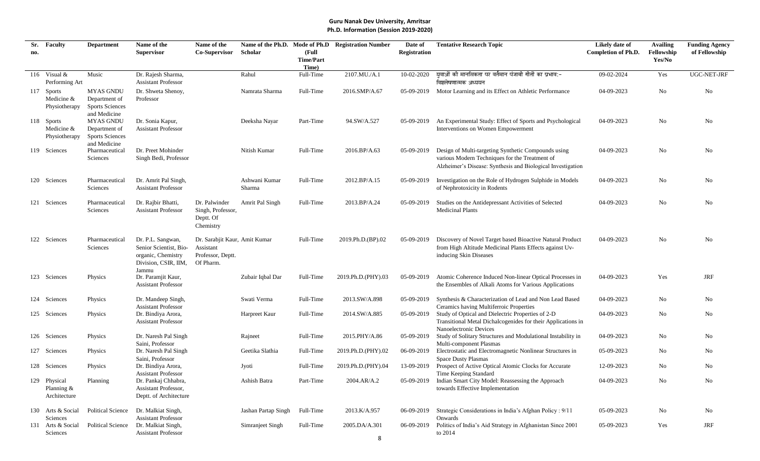**Guru Nanak Dev University, Amritsar**
**Ph.D. Information (Session 2019-2020)**

| Sr. no. | Faculty | Department | Name of the Supervisor | Name of the Co-Supervisor | Name of the Ph.D. Scholar | Mode of Ph.D (Full Time/Part Time) | Registration Number | Date of Registration | Tentative Research Topic | Likely date of Completion of Ph.D. | Availing Fellowship Yes/No | Funding Agency of Fellowship |
|---|---|---|---|---|---|---|---|---|---|---|---|---|
| 116 | Visual & Performing Art | Music | Dr. Rajesh Sharma, Assistant Professor | | Rahul | Full-Time | 2107.MU./A.1 | 10-02-2020 | युवाओं की मानसिकता पर वर्तमान पंजाबी गीतों का प्रभाव:- विश्लेषणात्मक अध्ययन | 09-02-2024 | Yes | UGC-NET-JRF |
| 117 | Sports Medicine & Physiotherapy | MYAS GNDU Department of Sports Sciences and Medicine | Dr. Shweta Shenoy, Professor | | Namrata Sharma | Full-Time | 2016.SMP/A.67 | 05-09-2019 | Motor Learning and its Effect on Athletic Performance | 04-09-2023 | No | No |
| 118 | Sports Medicine & Physiotherapy | MYAS GNDU Department of Sports Sciences and Medicine | Dr. Sonia Kapur, Assistant Professor | | Deeksha Nayar | Part-Time | 94.SW/A.527 | 05-09-2019 | An Experimental Study: Effect of Sports and Psychological Interventions on Women Empowerment | 04-09-2023 | No | No |
| 119 | Sciences | Pharmaceutical Sciences | Dr. Preet Mohinder Singh Bedi, Professor | | Nitish Kumar | Full-Time | 2016.BP/A.63 | 05-09-2019 | Design of Multi-targeting Synthetic Compounds using various Modern Techniques for the Treatment of Alzheimer's Disease: Synthesis and Biological Investigation | 04-09-2023 | No | No |
| 120 | Sciences | Pharmaceutical Sciences | Dr. Amrit Pal Singh, Assistant Professor | | Ashwani Kumar Sharma | Full-Time | 2012.BP/A.15 | 05-09-2019 | Investigation on the Role of Hydrogen Sulphide in Models of Nephrotoxicity in Rodents | 04-09-2023 | No | No |
| 121 | Sciences | Pharmaceutical Sciences | Dr. Rajbir Bhatti, Assistant Professor | Dr. Palwinder Singh, Professor, Deptt. Of Chemistry | Amrit Pal Singh | Full-Time | 2013.BP/A.24 | 05-09-2019 | Studies on the Antidepressant Activities of Selected Medicinal Plants | 04-09-2023 | No | No |
| 122 | Sciences | Pharmaceutical Sciences | Dr. P.L. Sangwan, Senior Scientist, Bio-organic, Chemistry Division, CSIR, IIM, Jammu | Dr. Sarabjit Kaur, Assistant Professor, Deptt. Of Pharm. | Amit Kumar | Full-Time | 2019.Ph.D.(BP).02 | 05-09-2019 | Discovery of Novel Target based Bioactive Natural Product from High Altitude Medicinal Plants Effects against Uv-inducing Skin Diseases | 04-09-2023 | No | No |
| 123 | Sciences | Physics | Dr. Paramjit Kaur, Assistant Professor | | Zubair Iqbal Dar | Full-Time | 2019.Ph.D.(PHY).03 | 05-09-2019 | Atomic Coherence Induced Non-linear Optical Processes in the Ensembles of Alkali Atoms for Various Applications | 04-09-2023 | Yes | JRF |
| 124 | Sciences | Physics | Dr. Mandeep Singh, Assistant Professor | | Swati Verma | Full-Time | 2013.SW/A.898 | 05-09-2019 | Synthesis & Characterization of Lead and Non Lead Based Ceramics having Multiferroic Properties | 04-09-2023 | No | No |
| 125 | Sciences | Physics | Dr. Bindiya Arora, Assistant Professor | | Harpreet Kaur | Full-Time | 2014.SW/A.885 | 05-09-2019 | Study of Optical and Dielectric Properties of 2-D Transitional Metal Dichalcogenides for their Applications in Nanoelectronic Devices | 04-09-2023 | No | No |
| 126 | Sciences | Physics | Dr. Naresh Pal Singh Saini, Professor | | Rajneet | Full-Time | 2015.PHY/A.86 | 05-09-2019 | Study of Solitary Structures and Modulational Instability in Multi-component Plasmas | 04-09-2023 | No | No |
| 127 | Sciences | Physics | Dr. Naresh Pal Singh Saini, Professor | | Geetika Slathia | Full-Time | 2019.Ph.D.(PHY).02 | 06-09-2019 | Electrostatic and Electromagnetic Nonlinear Structures in Space Dusty Plasmas | 05-09-2023 | No | No |
| 128 | Sciences | Physics | Dr. Bindiya Arora, Assistant Professor | | Jyoti | Full-Time | 2019.Ph.D.(PHY).04 | 13-09-2019 | Prospect of Active Optical Atomic Clocks for Accurate Time Keeping Standard | 12-09-2023 | No | No |
| 129 | Physical Planning & Architecture | Planning | Dr. Pankaj Chhabra, Assistant Professor, Deptt. of Architecture | | Ashish Batra | Part-Time | 2004.AR/A.2 | 05-09-2019 | Indian Smart City Model: Reassessing the Approach towards Effective Implementation | 04-09-2023 | No | No |
| 130 | Arts & Social Sciences | Political Science | Dr. Malkiat Singh, Assistant Professor | | Jashan Partap Singh | Full-Time | 2013.K/A.957 | 06-09-2019 | Strategic Considerations in India's Afghan Policy : 9/11 Onwards | 05-09-2023 | No | No |
| 131 | Arts & Social Sciences | Political Science | Dr. Malkiat Singh, Assistant Professor | | Simranjeet Singh | Full-Time | 2005.DA/A.301 | 06-09-2019 | Politics of India's Aid Strategy in Afghanistan Since 2001 to 2014 | 05-09-2023 | Yes | JRF |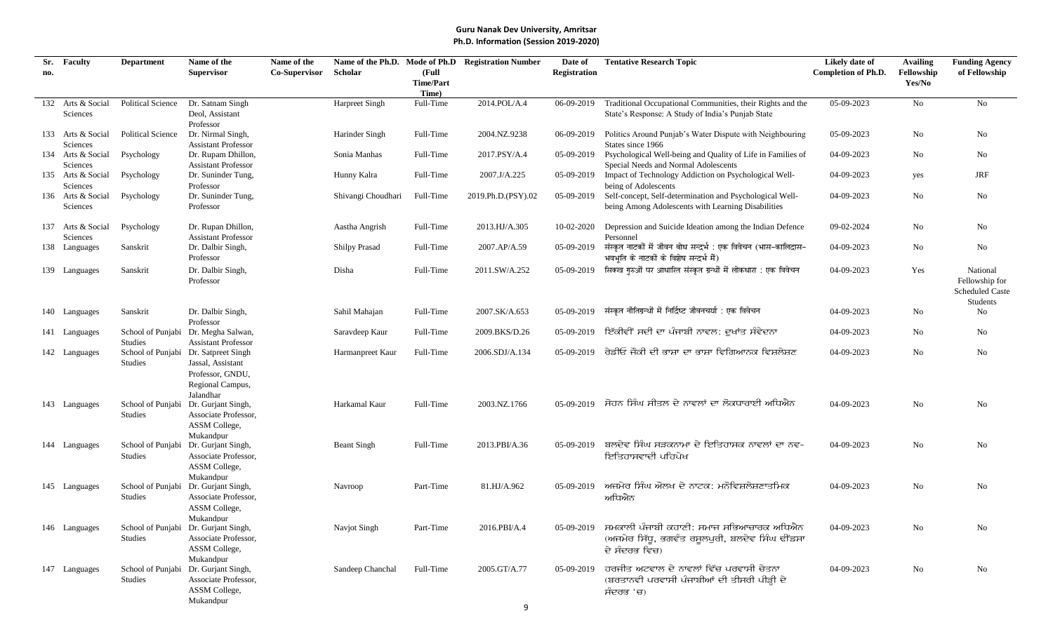**Guru Nanak Dev University, Amritsar**
**Ph.D. Information (Session 2019-2020)**

| Sr. no. | Faculty | Department | Name of the Supervisor | Name of the Co-Supervisor | Name of the Ph.D. Scholar | Mode of Ph.D (Full Time/Part Time) | Registration Number | Date of Registration | Tentative Research Topic | Likely date of Completion of Ph.D. | Availing Fellowship Yes/No | Funding Agency of Fellowship |
|---|---|---|---|---|---|---|---|---|---|---|---|---|
| 132 | Arts & Social Sciences | Political Science | Dr. Satnam Singh Deol, Assistant Professor | | Harpreet Singh | Full-Time | 2014.POL/A.4 | 06-09-2019 | Traditional Occupational Communities, their Rights and the State's Response: A Study of India's Punjab State | 05-09-2023 | No | No |
| 133 | Arts & Social Sciences | Political Science | Dr. Nirmal Singh, Assistant Professor | | Harinder Singh | Full-Time | 2004.NZ.9238 | 06-09-2019 | Politics Around Punjab's Water Dispute with Neighbouring States since 1966 | 05-09-2023 | No | No |
| 134 | Arts & Social Sciences | Psychology | Dr. Rupam Dhillon, Assistant Professor | | Sonia Manhas | Full-Time | 2017.PSY/A.4 | 05-09-2019 | Psychological Well-being and Quality of Life in Families of Special Needs and Normal Adolescents | 04-09-2023 | No | No |
| 135 | Arts & Social Sciences | Psychology | Dr. Suninder Tung, Professor | | Hunny Kalra | Full-Time | 2007.J/A.225 | 05-09-2019 | Impact of Technology Addiction on Psychological Well-being of Adolescents | 04-09-2023 | yes | JRF |
| 136 | Arts & Social Sciences | Psychology | Dr. Suninder Tung, Professor | | Shivangi Choudhari | Full-Time | 2019.Ph.D.(PSY).02 | 05-09-2019 | Self-concept, Self-determination and Psychological Well-being Among Adolescents with Learning Disabilities | 04-09-2023 | No | No |
| 137 | Arts & Social Sciences | Psychology | Dr. Rupan Dhillon, Assistant Professor | | Aastha Angrish | Full-Time | 2013.HJ/A.305 | 10-02-2020 | Depression and Suicide Ideation among the Indian Defence Personnel | 09-02-2024 | No | No |
| 138 | Languages | Sanskrit | Dr. Dalbir Singh, Professor | | Shilpy Prasad | Full-Time | 2007.AP/A.59 | 05-09-2019 | संस्कृत नाटकों में जीवन बोध सन्दर्भ : एक विवेचन (भास-कालिदास-भवभूति के नाटकों के विशेष सन्दर्भ में) | 04-09-2023 | No | No |
| 139 | Languages | Sanskrit | Dr. Dalbir Singh, Professor | | Disha | Full-Time | 2011.SW/A.252 | 05-09-2019 | सिक्ख गुरुओं पर आधारित संस्कृत ग्रन्थों में लोकधारा : एक विवेचन | 04-09-2023 | Yes | National Fellowship for Scheduled Caste Students |
| 140 | Languages | Sanskrit | Dr. Dalbir Singh, Professor | | Sahil Mahajan | Full-Time | 2007.SK/A.653 | 05-09-2019 | संस्कृत नीतिग्रन्थों में निर्दिष्ट जीवनचर्या : एक विवेचन | 04-09-2023 | No | No |
| 141 | Languages | School of Punjabi Studies | Dr. Megha Salwan, Assistant Professor | | Saravdeep Kaur | Full-Time | 2009.BKS/D.26 | 05-09-2019 | ਇੱਕੀਵੀਂ ਸਦੀ ਦਾ ਪੰਜਾਬੀ ਨਾਵਲ: ਦੁਖਾਂਤ ਸੰਵੇਦਨਾ | 04-09-2023 | No | No |
| 142 | Languages | School of Punjabi Studies | Dr. Satpreet Singh Jassal, Assistant Professor, GNDU, Regional Campus, Jalandhar | | Harmanpreet Kaur | Full-Time | 2006.SDJ/A.134 | 05-09-2019 | ਰੇਡੀਓ ਜੌਕੀ ਦੀ ਭਾਸ਼ਾ ਦਾ ਭਾਸ਼ਾ ਵਿਗਿਆਨਕ ਵਿਸ਼ਲੇਸ਼ਣ | 04-09-2023 | No | No |
| 143 | Languages | School of Punjabi Studies | Dr. Gurjant Singh, Associate Professor, ASSM College, Mukandpur | | Harkamal Kaur | Full-Time | 2003.NZ.1766 | 05-09-2019 | ਸੋਹਨ ਸਿੰਘ ਸੀਤਲ ਦੇ ਨਾਵਲਾਂ ਦਾ ਲੋਕਧਾਰਾਈ ਅਧਿਐਨ | 04-09-2023 | No | No |
| 144 | Languages | School of Punjabi Studies | Dr. Gurjant Singh, Associate Professor, ASSM College, Mukandpur | | Beant Singh | Full-Time | 2013.PBI/A.36 | 05-09-2019 | ਬਲਦੇਵ ਸਿੰਘ ਸੜਕਨਾਮਾ ਦੇ ਇਤਿਹਾਸਕ ਨਾਵਲਾਂ ਦਾ ਨਵ-ਇਤਿਹਾਸਵਾਦੀ ਪਰਿਪੇਖ | 04-09-2023 | No | No |
| 145 | Languages | School of Punjabi Studies | Dr. Gurjant Singh, Associate Professor, ASSM College, Mukandpur | | Navroop | Part-Time | 81.HJ/A.962 | 05-09-2019 | ਅਜਮੇਰ ਸਿੰਘ ਔਲਖ ਦੇ ਨਾਟਕ: ਮਨੋਵਿਸ਼ਲੇਸ਼ਣਾਤਮਿਕ ਅਧਿਐਨ | 04-09-2023 | No | No |
| 146 | Languages | School of Punjabi Studies | Dr. Gurjant Singh, Associate Professor, ASSM College, Mukandpur | | Navjot Singh | Part-Time | 2016.PBI/A.4 | 05-09-2019 | ਸਮਕਾਲੀ ਪੰਜਾਬੀ ਕਹਾਣੀ: ਸਮਾਜ ਸਭਿਆਚਾਰਕ ਅਧਿਐਨ (ਅਜਮੇਰ ਸਿੱਧੂ, ਭਗਵੰਤ ਰਸੂਲਪੁਰੀ, ਬਲਦੇਵ ਸਿੰਘ ਢੀਂਡਸਾ ਦੇ ਸੰਦਰਭ ਵਿਚ) | 04-09-2023 | No | No |
| 147 | Languages | School of Punjabi Studies | Dr. Gurjant Singh, Associate Professor, ASSM College, Mukandpur | | Sandeep Chanchal | Full-Time | 2005.GT/A.77 | 05-09-2019 | ਹਰਜੀਤ ਅਟਵਾਲ ਦੇ ਨਾਵਲਾਂ ਵਿੱਚ ਪਰਵਾਸੀ ਚੇਤਨਾ (ਬਰਤਾਨਵੀ ਪਰਵਾਸੀ ਪੰਜਾਬੀਆਂ ਦੀ ਤੀਸਰੀ ਪੀੜ੍ਹੀ ਦੇ ਸੰਦਰਭ 'ਚ) | 04-09-2023 | No | No |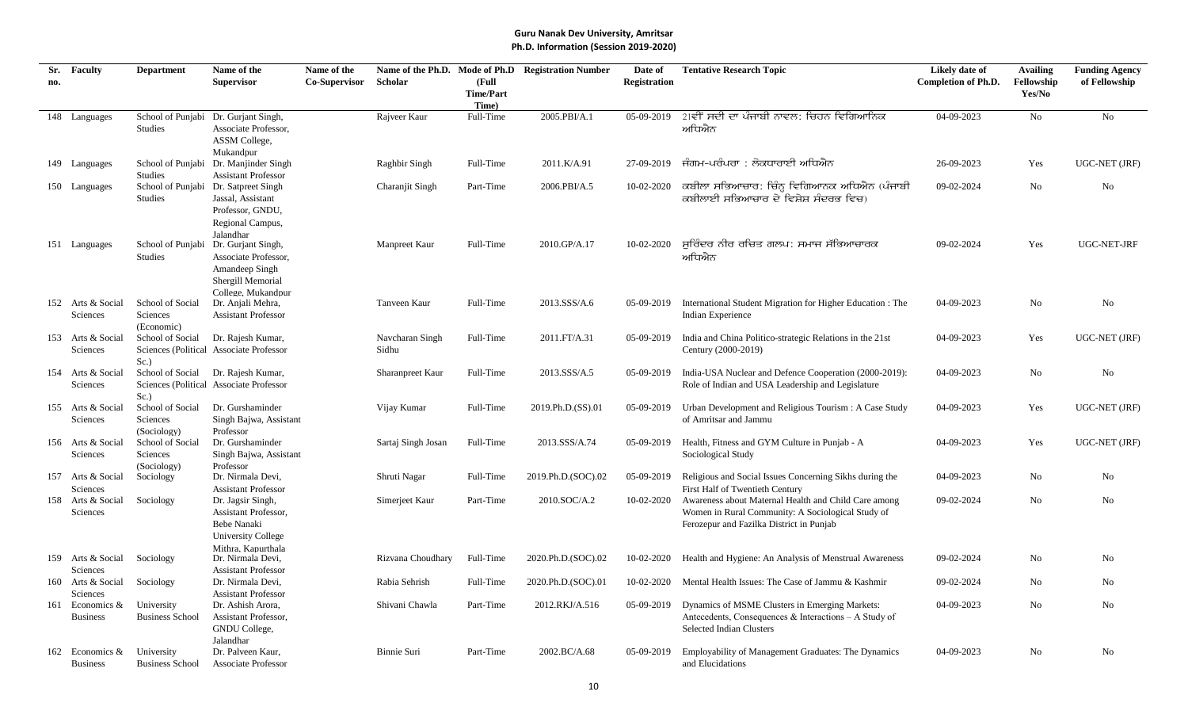**Guru Nanak Dev University, Amritsar**
**Ph.D. Information (Session 2019-2020)**

| Sr. no. | Faculty | Department | Name of the Supervisor | Name of the Co-Supervisor | Name of the Ph.D. Scholar | Mode of Ph.D (Full Time/Part Time) | Registration Number | Date of Registration | Tentative Research Topic | Likely date of Completion of Ph.D. | Availing Fellowship Yes/No | Funding Agency of Fellowship |
|---|---|---|---|---|---|---|---|---|---|---|---|---|
| 148 | Languages | School of Punjabi Studies | Dr. Gurjant Singh, Associate Professor, ASSM College, Mukandpur | | Rajveer Kaur | Full-Time | 2005.PBI/A.1 | 05-09-2019 | 21ਵੀਂ ਸਦੀ ਦਾ ਪੰਜਾਬੀ ਨਾਵਲ: ਚਿਹਨ ਵਿਗਿਆਨਿਕ ਅਧਿਐਨ | 04-09-2023 | No | No |
| 149 | Languages | School of Punjabi Studies | Dr. Manjinder Singh Assistant Professor | | Raghbir Singh | Full-Time | 2011.K/A.91 | 27-09-2019 | ਜੰਗਮ-ਪਰੰਪਰਾ : ਲੋਕਧਾਰਾਈ ਅਧਿਐਨ | 26-09-2023 | Yes | UGC-NET (JRF) |
| 150 | Languages | School of Punjabi Studies | Dr. Satpreet Singh Jassal, Assistant Professor, GNDU, Regional Campus, Jalandhar | | Charanjit Singh | Part-Time | 2006.PBI/A.5 | 10-02-2020 | ਕਬੀਲਾ ਸਭਿਆਚਾਰ: ਚਿੰਨ੍ਹ ਵਿਗਿਆਨਕ ਅਧਿਐਨ (ਪੰਜਾਬੀ ਕਬੀਲਾਈ ਸਭਿਆਚਾਰ ਦੇ ਵਿਸ਼ੇਸ਼ ਸੰਦਰਭ ਵਿਚ) | 09-02-2024 | No | No |
| 151 | Languages | School of Punjabi Studies | Dr. Gurjant Singh, Associate Professor, Amandeep Singh Shergill Memorial College, Mukandpur | | Manpreet Kaur | Full-Time | 2010.GP/A.17 | 10-02-2020 | ਸੁਰਿੰਦਰ ਨੀਰ ਰਚਿਤ ਗਲਪ: ਸਮਾਜ ਸੱਭਿਆਚਾਰਕ ਅਧਿਐਨ | 09-02-2024 | Yes | UGC-NET-JRF |
| 152 | Arts & Social Sciences | School of Social Sciences (Economic) | Dr. Anjali Mehra, Assistant Professor | | Tanveen Kaur | Full-Time | 2013.SSS/A.6 | 05-09-2019 | International Student Migration for Higher Education : The Indian Experience | 04-09-2023 | No | No |
| 153 | Arts & Social Sciences | School of Social Sciences (Political Sc.) | Dr. Rajesh Kumar, Associate Professor | | Navcharan Singh Sidhu | Full-Time | 2011.FT/A.31 | 05-09-2019 | India and China Politico-strategic Relations in the 21st Century (2000-2019) | 04-09-2023 | Yes | UGC-NET (JRF) |
| 154 | Arts & Social Sciences | School of Social Sciences (Political Sc.) | Dr. Rajesh Kumar, Associate Professor | | Sharanpreet Kaur | Full-Time | 2013.SSS/A.5 | 05-09-2019 | India-USA Nuclear and Defence Cooperation (2000-2019): Role of Indian and USA Leadership and Legislature | 04-09-2023 | No | No |
| 155 | Arts & Social Sciences | School of Social Sciences (Sociology) | Dr. Gurshaminder Singh Bajwa, Assistant Professor | | Vijay Kumar | Full-Time | 2019.Ph.D.(SS).01 | 05-09-2019 | Urban Development and Religious Tourism : A Case Study of Amritsar and Jammu | 04-09-2023 | Yes | UGC-NET (JRF) |
| 156 | Arts & Social Sciences | School of Social Sciences (Sociology) | Dr. Gurshaminder Singh Bajwa, Assistant Professor | | Sartaj Singh Josan | Full-Time | 2013.SSS/A.74 | 05-09-2019 | Health, Fitness and GYM Culture in Punjab - A Sociological Study | 04-09-2023 | Yes | UGC-NET (JRF) |
| 157 | Arts & Social Sciences | Sociology | Dr. Nirmala Devi, Assistant Professor | | Shruti Nagar | Full-Time | 2019.Ph.D.(SOC).02 | 05-09-2019 | Religious and Social Issues Concerning Sikhs during the First Half of Twentieth Century | 04-09-2023 | No | No |
| 158 | Arts & Social Sciences | Sociology | Dr. Jagsir Singh, Assistant Professor, Bebe Nanaki University College Mithra, Kapurthala | | Simerjeet Kaur | Part-Time | 2010.SOC/A.2 | 10-02-2020 | Awareness about Maternal Health and Child Care among Women in Rural Community: A Sociological Study of Ferozepur and Fazilka District in Punjab | 09-02-2024 | No | No |
| 159 | Arts & Social Sciences | Sociology | Dr. Nirmala Devi, Assistant Professor | | Rizvana Choudhary | Full-Time | 2020.Ph.D.(SOC).02 | 10-02-2020 | Health and Hygiene: An Analysis of Menstrual Awareness | 09-02-2024 | No | No |
| 160 | Arts & Social Sciences | Sociology | Dr. Nirmala Devi, Assistant Professor | | Rabia Sehrish | Full-Time | 2020.Ph.D.(SOC).01 | 10-02-2020 | Mental Health Issues: The Case of Jammu & Kashmir | 09-02-2024 | No | No |
| 161 | Economics & Business | University Business School | Dr. Ashish Arora, Assistant Professor, GNDU College, Jalandhar | | Shivani Chawla | Part-Time | 2012.RKJ/A.516 | 05-09-2019 | Dynamics of MSME Clusters in Emerging Markets: Antecedents, Consequences & Interactions – A Study of Selected Indian Clusters | 04-09-2023 | No | No |
| 162 | Economics & Business | University Business School | Dr. Palveen Kaur, Associate Professor | | Binnie Suri | Part-Time | 2002.BC/A.68 | 05-09-2019 | Employability of Management Graduates: The Dynamics and Elucidations | 04-09-2023 | No | No |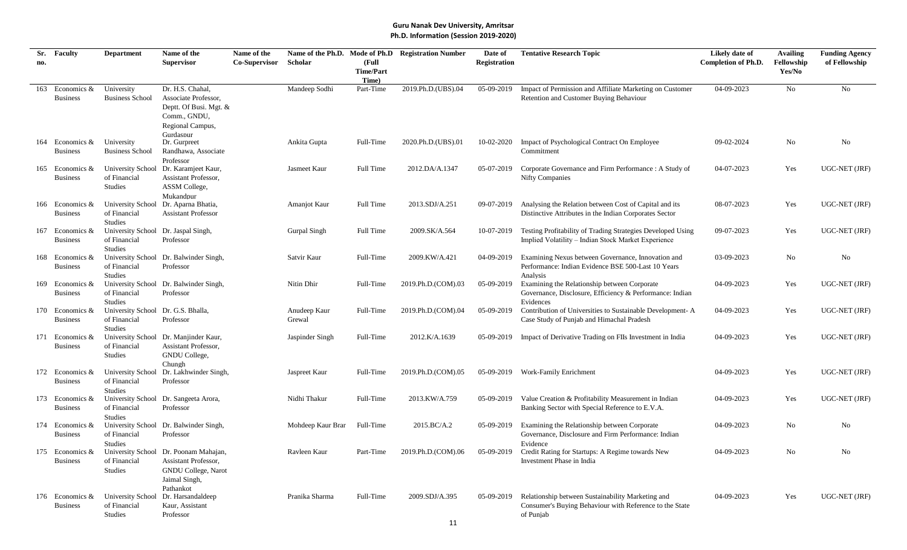**Guru Nanak Dev University, Amritsar**
**Ph.D. Information (Session 2019-2020)**

| Sr. no. | Faculty | Department | Name of the Supervisor | Name of the Co-Supervisor | Name of the Ph.D. Scholar | Mode of Ph.D (Full Time/Part Time) | Registration Number | Date of Registration | Tentative Research Topic | Likely date of Completion of Ph.D. | Availing Fellowship Yes/No | Funding Agency of Fellowship |
|---|---|---|---|---|---|---|---|---|---|---|---|---|
| 163 | Economics & Business | University Business School | Dr. H.S. Chahal, Associate Professor, Deptt. Of Busi. Mgt. & Comm., GNDU, Regional Campus, Gurdaspur | | Mandeep Sodhi | Part-Time | 2019.Ph.D.(UBS).04 | 05-09-2019 | Impact of Permission and Affiliate Marketing on Customer Retention and Customer Buying Behaviour | 04-09-2023 | No | No |
| 164 | Economics & Business | University Business School | Dr. Gurpreet Randhawa, Associate Professor | | Ankita Gupta | Full-Time | 2020.Ph.D.(UBS).01 | 10-02-2020 | Impact of Psychological Contract On Employee Commitment | 09-02-2024 | No | No |
| 165 | Economics & Business | University School of Financial Studies | Dr. Karamjeet Kaur, Assistant Professor, ASSM College, Mukandpur | | Jasmeet Kaur | Full Time | 2012.DA/A.1347 | 05-07-2019 | Corporate Governance and Firm Performance : A Study of Nifty Companies | 04-07-2023 | Yes | UGC-NET (JRF) |
| 166 | Economics & Business | University School of Financial Studies | Dr. Aparna Bhatia, Assistant Professor | | Amanjot Kaur | Full Time | 2013.SDJ/A.251 | 09-07-2019 | Analysing the Relation between Cost of Capital and its Distinctive Attributes in the Indian Corporates Sector | 08-07-2023 | Yes | UGC-NET (JRF) |
| 167 | Economics & Business | University School of Financial Studies | Dr. Jaspal Singh, Professor | | Gurpal Singh | Full Time | 2009.SK/A.564 | 10-07-2019 | Testing Profitability of Trading Strategies Developed Using Implied Volatility – Indian Stock Market Experience | 09-07-2023 | Yes | UGC-NET (JRF) |
| 168 | Economics & Business | University School of Financial Studies | Dr. Balwinder Singh, Professor | | Satvir Kaur | Full-Time | 2009.KW/A.421 | 04-09-2019 | Examining Nexus between Governance, Innovation and Performance: Indian Evidence BSE 500-Last 10 Years Analysis | 03-09-2023 | No | No |
| 169 | Economics & Business | University School of Financial Studies | Dr. Balwinder Singh, Professor | | Nitin Dhir | Full-Time | 2019.Ph.D.(COM).03 | 05-09-2019 | Examining the Relationship between Corporate Governance, Disclosure, Efficiency & Performance: Indian Evidences | 04-09-2023 | Yes | UGC-NET (JRF) |
| 170 | Economics & Business | University School of Financial Studies | Dr. G.S. Bhalla, Professor | | Anudeep Kaur Grewal | Full-Time | 2019.Ph.D.(COM).04 | 05-09-2019 | Contribution of Universities to Sustainable Development- A Case Study of Punjab and Himachal Pradesh | 04-09-2023 | Yes | UGC-NET (JRF) |
| 171 | Economics & Business | University School of Financial Studies | Dr. Manjinder Kaur, Assistant Professor, GNDU College, Chungh | | Jaspinder Singh | Full-Time | 2012.K/A.1639 | 05-09-2019 | Impact of Derivative Trading on FIIs Investment in India | 04-09-2023 | Yes | UGC-NET (JRF) |
| 172 | Economics & Business | University School of Financial Studies | Dr. Lakhwinder Singh, Professor | | Jaspreet Kaur | Full-Time | 2019.Ph.D.(COM).05 | 05-09-2019 | Work-Family Enrichment | 04-09-2023 | Yes | UGC-NET (JRF) |
| 173 | Economics & Business | University School of Financial Studies | Dr. Sangeeta Arora, Professor | | Nidhi Thakur | Full-Time | 2013.KW/A.759 | 05-09-2019 | Value Creation & Profitability Measurement in Indian Banking Sector with Special Reference to E.V.A. | 04-09-2023 | Yes | UGC-NET (JRF) |
| 174 | Economics & Business | University School of Financial Studies | Dr. Balwinder Singh, Professor | | Mohdeep Kaur Brar | Full-Time | 2015.BC/A.2 | 05-09-2019 | Examining the Relationship between Corporate Governance, Disclosure and Firm Performance: Indian Evidence | 04-09-2023 | No | No |
| 175 | Economics & Business | University School of Financial Studies | Dr. Poonam Mahajan, Assistant Professor, GNDU College, Narot Jaimal Singh, Pathankot | | Ravleen Kaur | Part-Time | 2019.Ph.D.(COM).06 | 05-09-2019 | Credit Rating for Startups: A Regime towards New Investment Phase in India | 04-09-2023 | No | No |
| 176 | Economics & Business | University School of Financial Studies | Dr. Harsandaldeep Kaur, Assistant Professor | | Pranika Sharma | Full-Time | 2009.SDJ/A.395 | 05-09-2019 | Relationship between Sustainability Marketing and Consumer's Buying Behaviour with Reference to the State of Punjab | 04-09-2023 | Yes | UGC-NET (JRF) |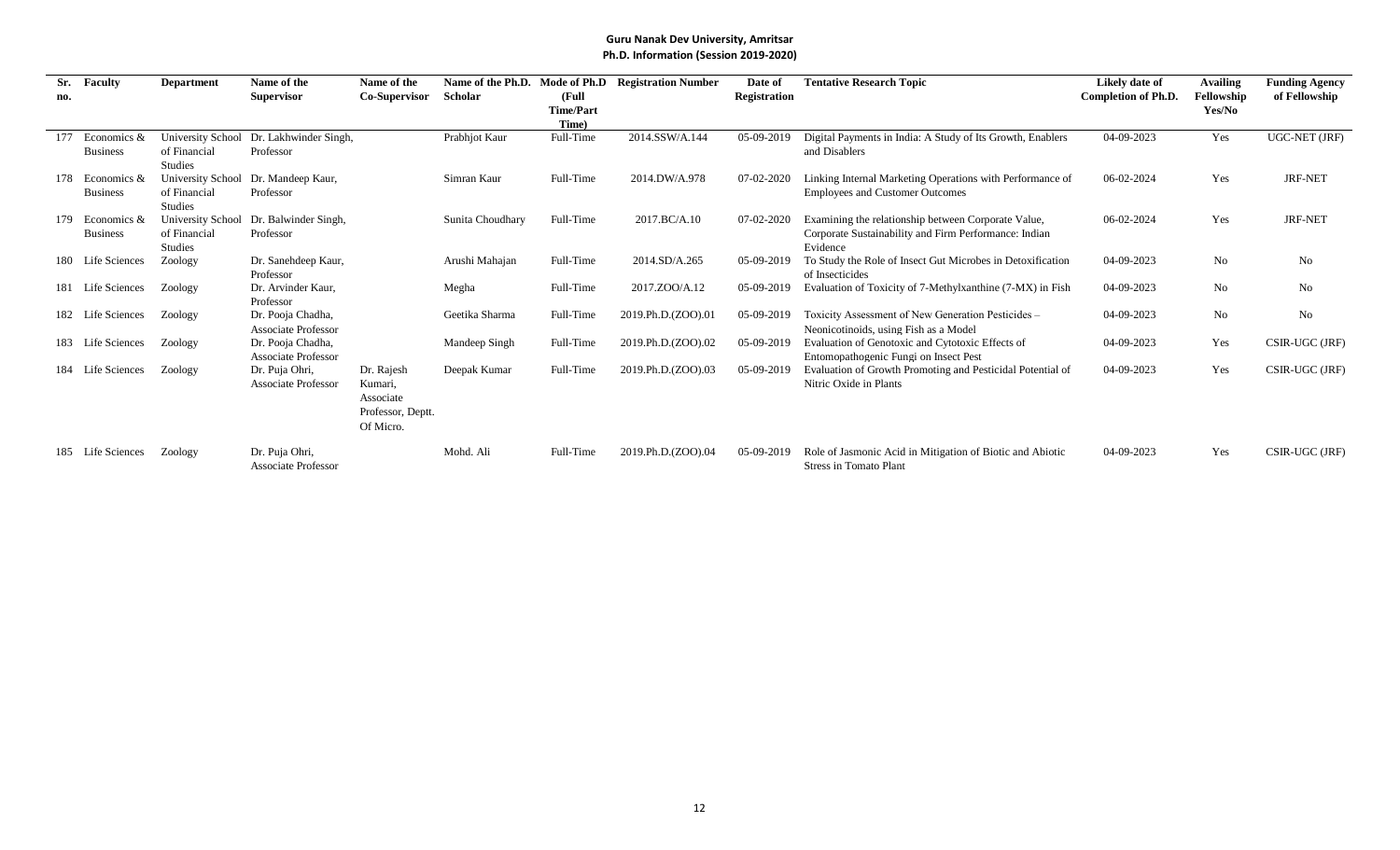**Guru Nanak Dev University, Amritsar**
**Ph.D. Information (Session 2019-2020)**

| Sr. no. | Faculty | Department | Name of the Supervisor | Name of the Co-Supervisor | Name of the Ph.D. Scholar | Mode of Ph.D (Full Time/Part Time) | Registration Number | Date of Registration | Tentative Research Topic | Likely date of Completion of Ph.D. | Availing Fellowship Yes/No | Funding Agency of Fellowship |
|---|---|---|---|---|---|---|---|---|---|---|---|---|
| 177 | Economics & Business | University School of Financial Studies | Dr. Lakhwinder Singh, Professor | | Prabhjot Kaur | Full-Time | 2014.SSW/A.144 | 05-09-2019 | Digital Payments in India: A Study of Its Growth, Enablers and Disablers | 04-09-2023 | Yes | UGC-NET (JRF) |
| 178 | Economics & Business | University School of Financial Studies | Dr. Mandeep Kaur, Professor | | Simran Kaur | Full-Time | 2014.DW/A.978 | 07-02-2020 | Linking Internal Marketing Operations with Performance of Employees and Customer Outcomes | 06-02-2024 | Yes | JRF-NET |
| 179 | Economics & Business | University School of Financial Studies | Dr. Balwinder Singh, Professor | | Sunita Choudhary | Full-Time | 2017.BC/A.10 | 07-02-2020 | Examining the relationship between Corporate Value, Corporate Sustainability and Firm Performance: Indian Evidence | 06-02-2024 | Yes | JRF-NET |
| 180 | Life Sciences | Zoology | Dr. Sanehdeep Kaur, Professor | | Arushi Mahajan | Full-Time | 2014.SD/A.265 | 05-09-2019 | To Study the Role of Insect Gut Microbes in Detoxification of Insecticides | 04-09-2023 | No | No |
| 181 | Life Sciences | Zoology | Dr. Arvinder Kaur, Professor | | Megha | Full-Time | 2017.ZOO/A.12 | 05-09-2019 | Evaluation of Toxicity of 7-Methylxanthine (7-MX) in Fish | 04-09-2023 | No | No |
| 182 | Life Sciences | Zoology | Dr. Pooja Chadha, Associate Professor | | Geetika Sharma | Full-Time | 2019.Ph.D.(ZOO).01 | 05-09-2019 | Toxicity Assessment of New Generation Pesticides – Neonicotinoids, using Fish as a Model | 04-09-2023 | No | No |
| 183 | Life Sciences | Zoology | Dr. Pooja Chadha, Associate Professor | | Mandeep Singh | Full-Time | 2019.Ph.D.(ZOO).02 | 05-09-2019 | Evaluation of Genotoxic and Cytotoxic Effects of Entomopathogenic Fungi on Insect Pest | 04-09-2023 | Yes | CSIR-UGC (JRF) |
| 184 | Life Sciences | Zoology | Dr. Puja Ohri, Associate Professor | Dr. Rajesh Kumari, Associate Professor, Deptt. Of Micro. | Deepak Kumar | Full-Time | 2019.Ph.D.(ZOO).03 | 05-09-2019 | Evaluation of Growth Promoting and Pesticidal Potential of Nitric Oxide in Plants | 04-09-2023 | Yes | CSIR-UGC (JRF) |
| 185 | Life Sciences | Zoology | Dr. Puja Ohri, Associate Professor | | Mohd. Ali | Full-Time | 2019.Ph.D.(ZOO).04 | 05-09-2019 | Role of Jasmonic Acid in Mitigation of Biotic and Abiotic Stress in Tomato Plant | 04-09-2023 | Yes | CSIR-UGC (JRF) |